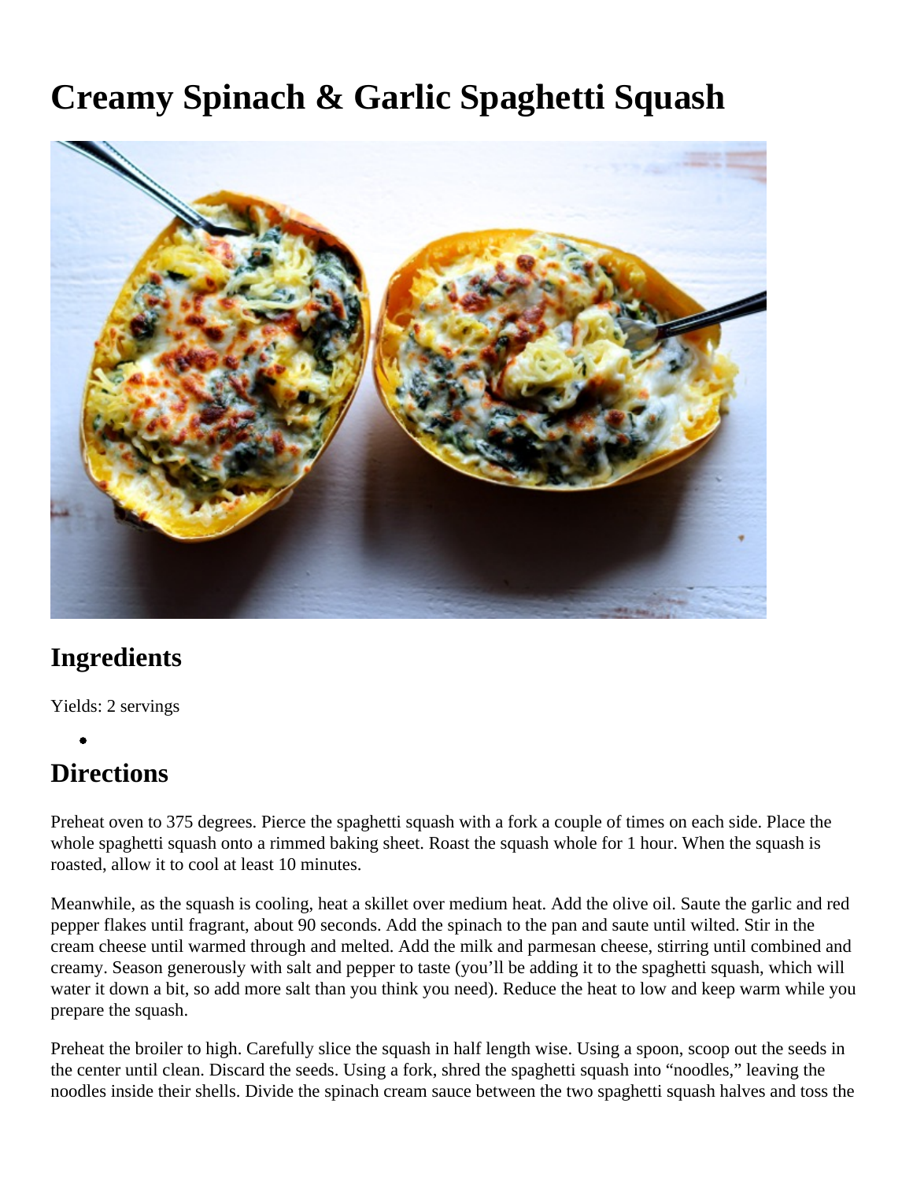# Creamy Spinach & Garlic Spaghetti Squash

## Ingredients

Yields: 2 servings

- 

## Directions

Preheat oven to 375 degrees. Pierce the spaghetti squash with a fork a couple of times on each side. Place the whole spaghetti squash onto a rimmed baking sheet. Roast the squash whole for 1 hour. When the squash is roasted, allow it to cool at least 10 minutes.

Meanwhile, as the squash is cooling, heat a skillet over medium heat. Add the olive oil. Saute the garlic and red pepper flakes until fragrant, about 90 seconds. Add the spinach to the pan and saute until wilted. Stir in the cream cheese until warmed through and melted. Add the milk and parmesan cheese, stirring until combined and creamy. Season generously with salt and pepper to taste (you'll be adding it to the spaghetti squash, which will water it down a bit, so add more salt than you think you need). Reduce the heat to low and keep warm while you prepare the squash.

Preheat the broiler to high. Carefully slice the squash in half length wise. Using a spoon, scoop out the seeds in the center until clean. Discard the seeds. Using a fork, shred the spaghetti squash into "noodles," leaving the noodles inside their shells. Divide the spinach cream sauce between the two spaghetti squash halves and toss the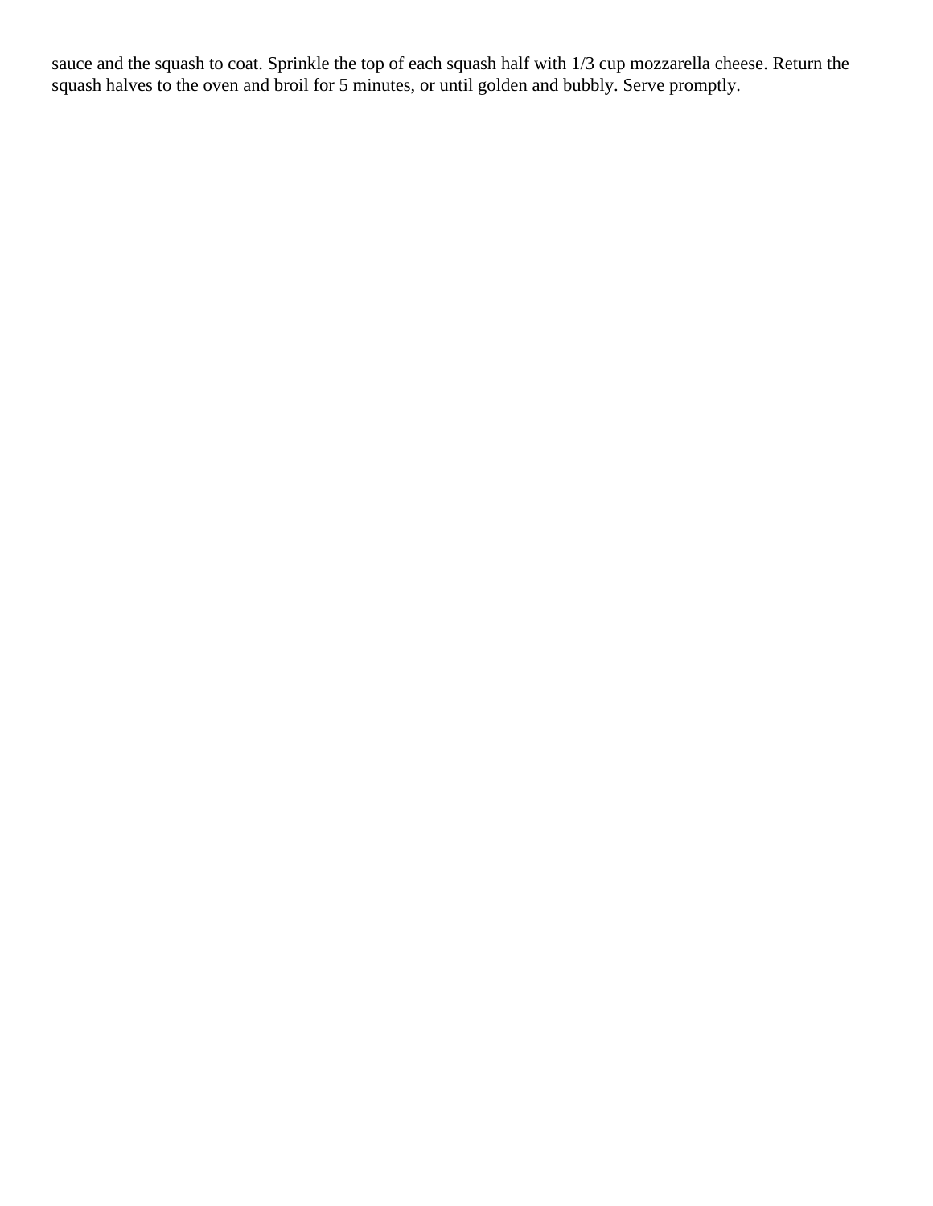sauce and the squash to coat. Sprinkle the top of each squash half with 1/3 cup mozzarella cheese. Return the squash halves to the oven and broil for 5 minutes, or until golden and bubbly. Serve promptly.